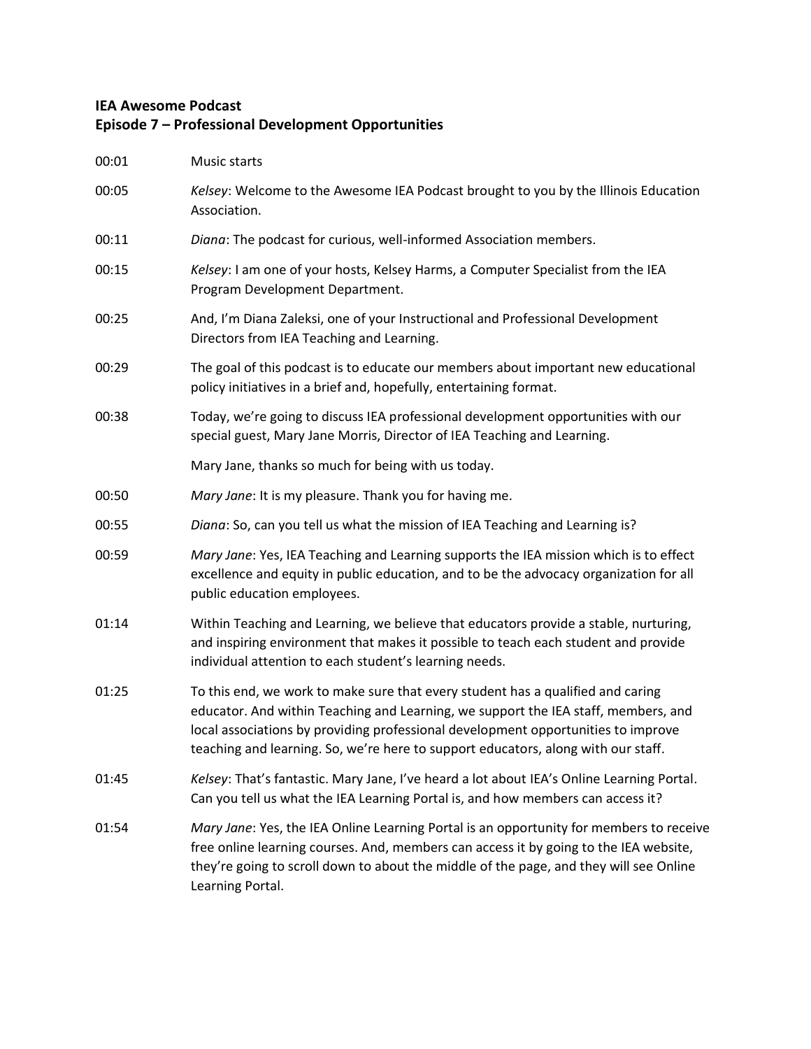**IEA Awesome Podcast**
**Episode 7 – Professional Development Opportunities**

| | |
|---|---|
| 00:01 | Music starts |
| 00:05 | *Kelsey*: Welcome to the Awesome IEA Podcast brought to you by the Illinois Education Association. |
| 00:11 | *Diana*: The podcast for curious, well-informed Association members. |
| 00:15 | *Kelsey*: I am one of your hosts, Kelsey Harms, a Computer Specialist from the IEA Program Development Department. |
| 00:25 | And, I'm Diana Zaleksi, one of your Instructional and Professional Development Directors from IEA Teaching and Learning. |
| 00:29 | The goal of this podcast is to educate our members about important new educational policy initiatives in a brief and, hopefully, entertaining format. |
| 00:38 | Today, we're going to discuss IEA professional development opportunities with our special guest, Mary Jane Morris, Director of IEA Teaching and Learning. |
| | Mary Jane, thanks so much for being with us today. |
| 00:50 | *Mary Jane*: It is my pleasure. Thank you for having me. |
| 00:55 | *Diana*: So, can you tell us what the mission of IEA Teaching and Learning is? |
| 00:59 | *Mary Jane*: Yes, IEA Teaching and Learning supports the IEA mission which is to effect excellence and equity in public education, and to be the advocacy organization for all public education employees. |
| 01:14 | Within Teaching and Learning, we believe that educators provide a stable, nurturing, and inspiring environment that makes it possible to teach each student and provide individual attention to each student's learning needs. |
| 01:25 | To this end, we work to make sure that every student has a qualified and caring educator. And within Teaching and Learning, we support the IEA staff, members, and local associations by providing professional development opportunities to improve teaching and learning. So, we're here to support educators, along with our staff. |
| 01:45 | *Kelsey*: That's fantastic. Mary Jane, I've heard a lot about IEA's Online Learning Portal. Can you tell us what the IEA Learning Portal is, and how members can access it? |
| 01:54 | *Mary Jane*: Yes, the IEA Online Learning Portal is an opportunity for members to receive free online learning courses. And, members can access it by going to the IEA website, they're going to scroll down to about the middle of the page, and they will see Online Learning Portal. |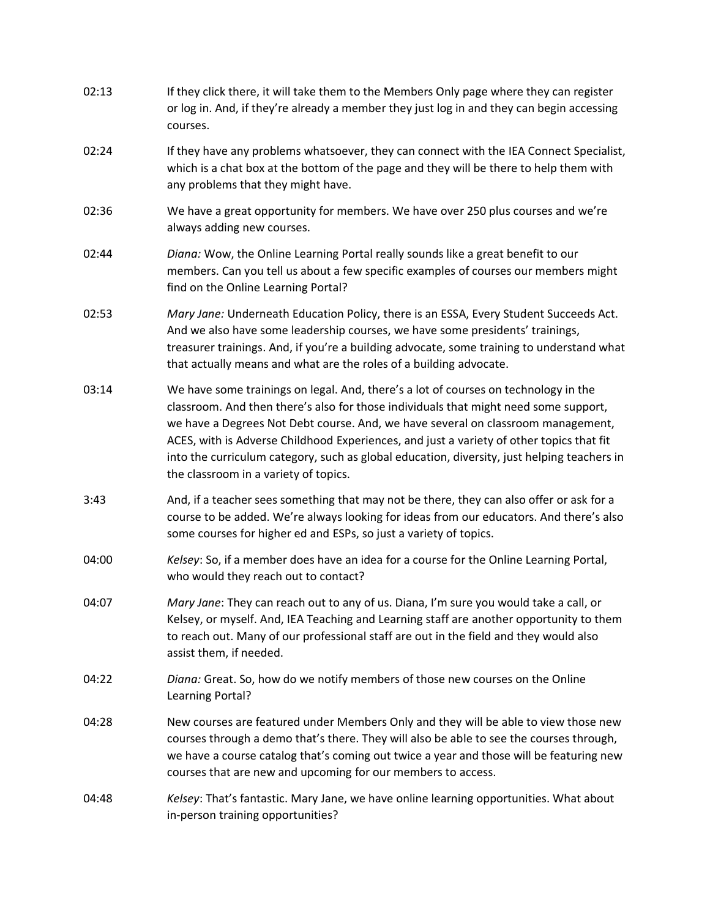02:13 If they click there, it will take them to the Members Only page where they can register or log in. And, if they're already a member they just log in and they can begin accessing courses.

02:24 If they have any problems whatsoever, they can connect with the IEA Connect Specialist, which is a chat box at the bottom of the page and they will be there to help them with any problems that they might have.

02:36 We have a great opportunity for members. We have over 250 plus courses and we're always adding new courses.

02:44 *Diana:* Wow, the Online Learning Portal really sounds like a great benefit to our members. Can you tell us about a few specific examples of courses our members might find on the Online Learning Portal?

02:53 *Mary Jane:* Underneath Education Policy, there is an ESSA, Every Student Succeeds Act. And we also have some leadership courses, we have some presidents' trainings, treasurer trainings. And, if you're a building advocate, some training to understand what that actually means and what are the roles of a building advocate.

03:14 We have some trainings on legal. And, there's a lot of courses on technology in the classroom. And then there's also for those individuals that might need some support, we have a Degrees Not Debt course. And, we have several on classroom management, ACES, with is Adverse Childhood Experiences, and just a variety of other topics that fit into the curriculum category, such as global education, diversity, just helping teachers in the classroom in a variety of topics.

3:43 And, if a teacher sees something that may not be there, they can also offer or ask for a course to be added. We're always looking for ideas from our educators. And there's also some courses for higher ed and ESPs, so just a variety of topics.

04:00 *Kelsey*: So, if a member does have an idea for a course for the Online Learning Portal, who would they reach out to contact?

04:07 *Mary Jane*: They can reach out to any of us. Diana, I'm sure you would take a call, or Kelsey, or myself. And, IEA Teaching and Learning staff are another opportunity to them to reach out. Many of our professional staff are out in the field and they would also assist them, if needed.

04:22 *Diana:* Great. So, how do we notify members of those new courses on the Online Learning Portal?

04:28 New courses are featured under Members Only and they will be able to view those new courses through a demo that's there. They will also be able to see the courses through, we have a course catalog that's coming out twice a year and those will be featuring new courses that are new and upcoming for our members to access.

04:48 *Kelsey*: That's fantastic. Mary Jane, we have online learning opportunities. What about in-person training opportunities?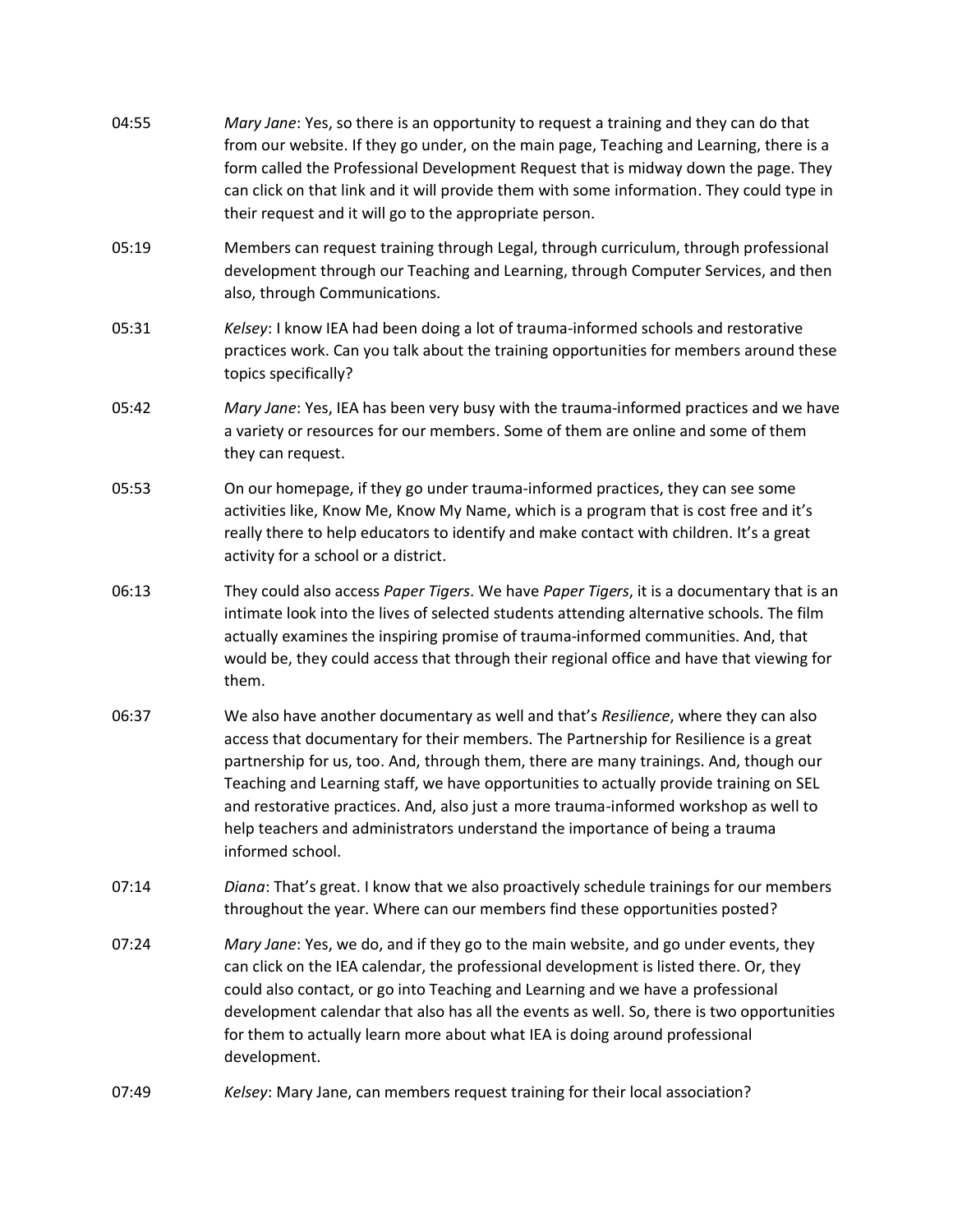04:55 *Mary Jane*: Yes, so there is an opportunity to request a training and they can do that from our website. If they go under, on the main page, Teaching and Learning, there is a form called the Professional Development Request that is midway down the page. They can click on that link and it will provide them with some information. They could type in their request and it will go to the appropriate person.

05:19 Members can request training through Legal, through curriculum, through professional development through our Teaching and Learning, through Computer Services, and then also, through Communications.

05:31 *Kelsey*: I know IEA had been doing a lot of trauma-informed schools and restorative practices work. Can you talk about the training opportunities for members around these topics specifically?

05:42 *Mary Jane*: Yes, IEA has been very busy with the trauma-informed practices and we have a variety or resources for our members. Some of them are online and some of them they can request.

05:53 On our homepage, if they go under trauma-informed practices, they can see some activities like, Know Me, Know My Name, which is a program that is cost free and it's really there to help educators to identify and make contact with children. It's a great activity for a school or a district.

06:13 They could also access *Paper Tigers*. We have *Paper Tigers*, it is a documentary that is an intimate look into the lives of selected students attending alternative schools. The film actually examines the inspiring promise of trauma-informed communities. And, that would be, they could access that through their regional office and have that viewing for them.

06:37 We also have another documentary as well and that's *Resilience*, where they can also access that documentary for their members. The Partnership for Resilience is a great partnership for us, too. And, through them, there are many trainings. And, though our Teaching and Learning staff, we have opportunities to actually provide training on SEL and restorative practices. And, also just a more trauma-informed workshop as well to help teachers and administrators understand the importance of being a trauma informed school.

07:14 *Diana*: That's great. I know that we also proactively schedule trainings for our members throughout the year. Where can our members find these opportunities posted?

07:24 *Mary Jane*: Yes, we do, and if they go to the main website, and go under events, they can click on the IEA calendar, the professional development is listed there. Or, they could also contact, or go into Teaching and Learning and we have a professional development calendar that also has all the events as well. So, there is two opportunities for them to actually learn more about what IEA is doing around professional development.

07:49 *Kelsey*: Mary Jane, can members request training for their local association?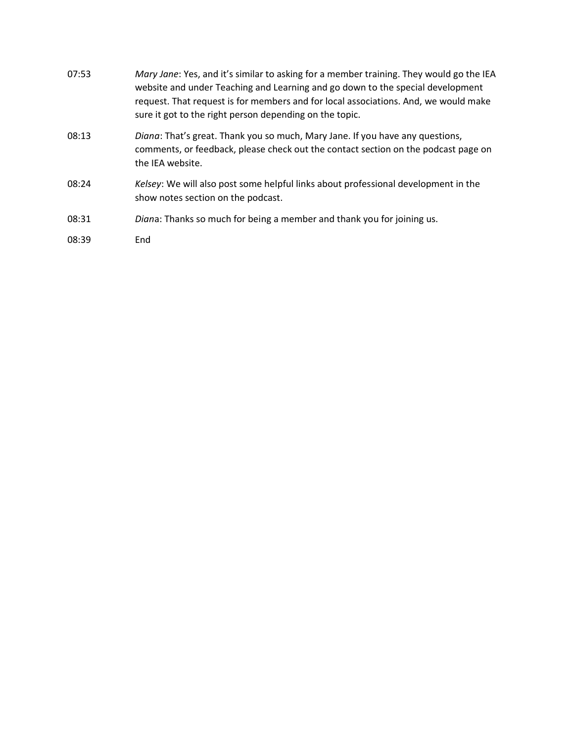07:53 *Mary Jane*: Yes, and it's similar to asking for a member training. They would go the IEA website and under Teaching and Learning and go down to the special development request. That request is for members and for local associations. And, we would make sure it got to the right person depending on the topic.

08:13 *Diana*: That's great. Thank you so much, Mary Jane. If you have any questions, comments, or feedback, please check out the contact section on the podcast page on the IEA website.

08:24 *Kelsey*: We will also post some helpful links about professional development in the show notes section on the podcast.

08:31 *Dian*a: Thanks so much for being a member and thank you for joining us.

08:39 End